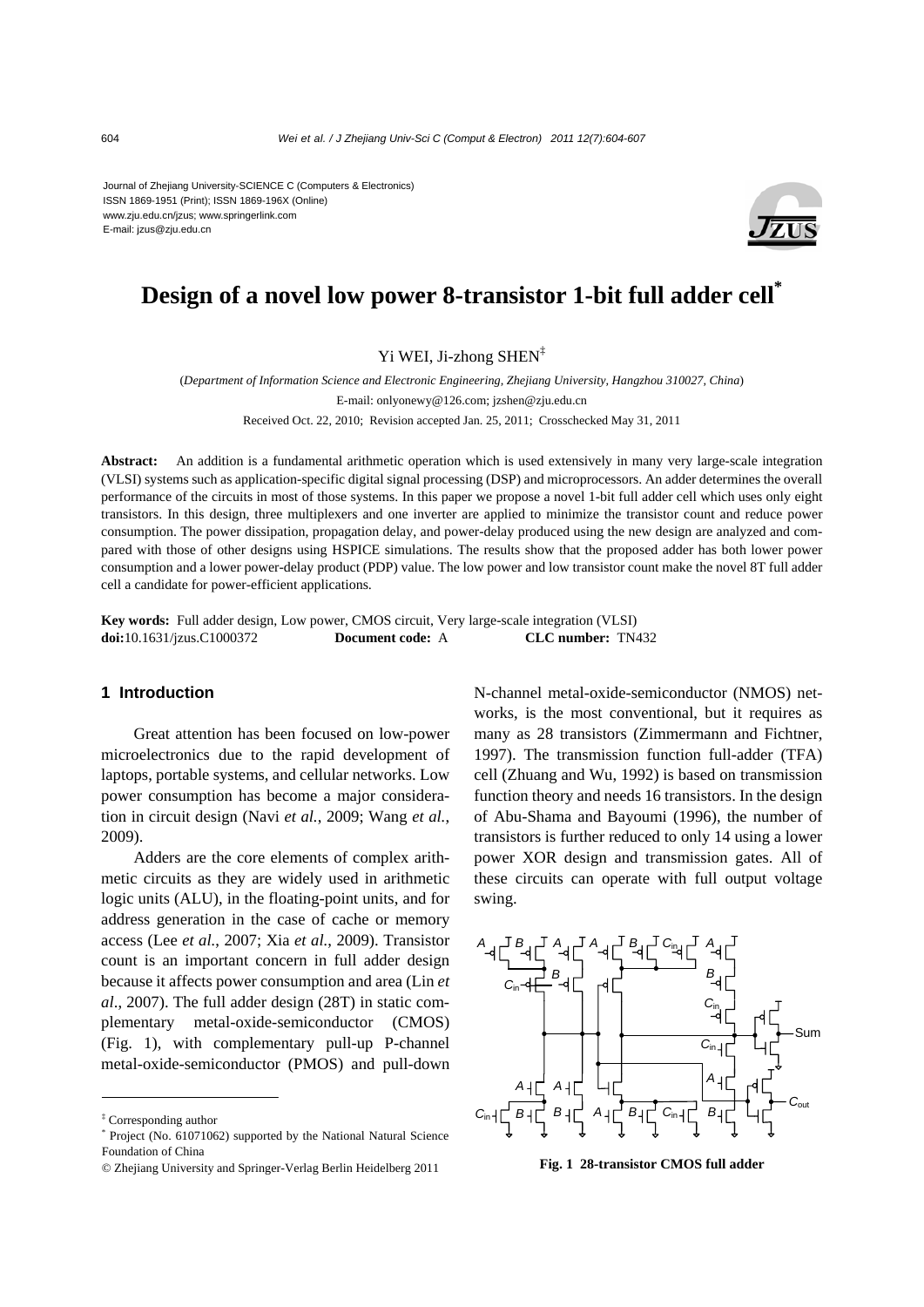Journal of Zhejiang University-SCIENCE C (Computers & Electronics)
ISSN 1869-1951 (Print); ISSN 1869-196X (Online)
www.zju.edu.cn/jzus; www.springerlink.com
E-mail: jzus@zju.edu.cn

# Design of a novel low power 8-transistor 1-bit full adder cell*

Yi WEI, Ji-zhong SHEN‡

(*Department of Information Science and Electronic Engineering, Zhejiang University, Hangzhou 310027, China*)

E-mail: onlyonewy@126.com; jzshen@zju.edu.cn

Received Oct. 22, 2010; Revision accepted Jan. 25, 2011; Crosschecked May 31, 2011

**Abstract:** An addition is a fundamental arithmetic operation which is used extensively in many very large-scale integration (VLSI) systems such as application-specific digital signal processing (DSP) and microprocessors. An adder determines the overall performance of the circuits in most of those systems. In this paper we propose a novel 1-bit full adder cell which uses only eight transistors. In this design, three multiplexers and one inverter are applied to minimize the transistor count and reduce power consumption. The power dissipation, propagation delay, and power-delay produced using the new design are analyzed and compared with those of other designs using HSPICE simulations. The results show that the proposed adder has both lower power consumption and a lower power-delay product (PDP) value. The low power and low transistor count make the novel 8T full adder cell a candidate for power-efficient applications.

**Key words:** Full adder design, Low power, CMOS circuit, Very large-scale integration (VLSI)
**doi:**10.1631/jzus.C1000372 **Document code:** A **CLC number:** TN432

## 1 Introduction

Great attention has been focused on low-power microelectronics due to the rapid development of laptops, portable systems, and cellular networks. Low power consumption has become a major consideration in circuit design (Navi *et al.*, 2009; Wang *et al.*, 2009).

Adders are the core elements of complex arithmetic circuits as they are widely used in arithmetic logic units (ALU), in the floating-point units, and for address generation in the case of cache or memory access (Lee *et al.*, 2007; Xia *et al.*, 2009). Transistor count is an important concern in full adder design because it affects power consumption and area (Lin *et al.*, 2007). The full adder design (28T) in static complementary metal-oxide-semiconductor (CMOS) (Fig. 1), with complementary pull-up P-channel metal-oxide-semiconductor (PMOS) and pull-down N-channel metal-oxide-semiconductor (NMOS) networks, is the most conventional, but it requires as many as 28 transistors (Zimmermann and Fichtner, 1997). The transmission function full-adder (TFA) cell (Zhuang and Wu, 1992) is based on transmission function theory and needs 16 transistors. In the design of Abu-Shama and Bayoumi (1996), the number of transistors is further reduced to only 14 using a lower power XOR design and transmission gates. All of these circuits can operate with full output voltage swing.

**Fig. 1 28-transistor CMOS full adder**

‡ Corresponding author

* Project (No. 61071062) supported by the National Natural Science Foundation of China

© Zhejiang University and Springer-Verlag Berlin Heidelberg 2011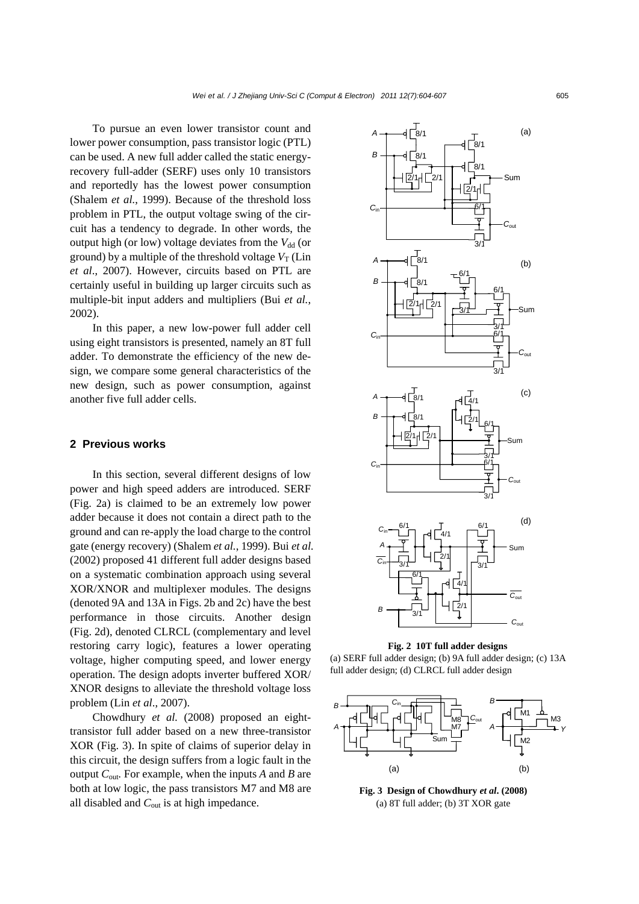To pursue an even lower transistor count and lower power consumption, pass transistor logic (PTL) can be used. A new full adder called the static energy-recovery full-adder (SERF) uses only 10 transistors and reportedly has the lowest power consumption (Shalem *et al.*, 1999). Because of the threshold loss problem in PTL, the output voltage swing of the circuit has a tendency to degrade. In other words, the output high (or low) voltage deviates from the $V_{dd}$ (or ground) by a multiple of the threshold voltage $V_T$ (Lin *et al*., 2007). However, circuits based on PTL are certainly useful in building up larger circuits such as multiple-bit input adders and multipliers (Bui *et al.*, 2002).

In this paper, a new low-power full adder cell using eight transistors is presented, namely an 8T full adder. To demonstrate the efficiency of the new design, we compare some general characteristics of the new design, such as power consumption, against another five full adder cells.

## 2 Previous works

In this section, several different designs of low power and high speed adders are introduced. SERF (Fig. 2a) is claimed to be an extremely low power adder because it does not contain a direct path to the ground and can re-apply the load charge to the control gate (energy recovery) (Shalem *et al.*, 1999). Bui *et al.* (2002) proposed 41 different full adder designs based on a systematic combination approach using several XOR/XNOR and multiplexer modules. The designs (denoted 9A and 13A in Figs. 2b and 2c) have the best performance in those circuits. Another design (Fig. 2d), denoted CLRCL (complementary and level restoring carry logic), features a lower operating voltage, higher computing speed, and lower energy operation. The design adopts inverter buffered XOR/XNOR designs to alleviate the threshold voltage loss problem (Lin *et al*., 2007).

Chowdhury *et al.* (2008) proposed an eight-transistor full adder based on a new three-transistor XOR (Fig. 3). In spite of claims of superior delay in this circuit, the design suffers from a logic fault in the output $C_{out}$. For example, when the inputs *A* and *B* are both at low logic, the pass transistors M7 and M8 are all disabled and $C_{out}$ is at high impedance.

**Fig. 2 10T full adder designs**
(a) SERF full adder design; (b) 9A full adder design; (c) 13A full adder design; (d) CLRCL full adder design

**Fig. 3 Design of Chowdhury *et al*. (2008)**
(a) 8T full adder; (b) 3T XOR gate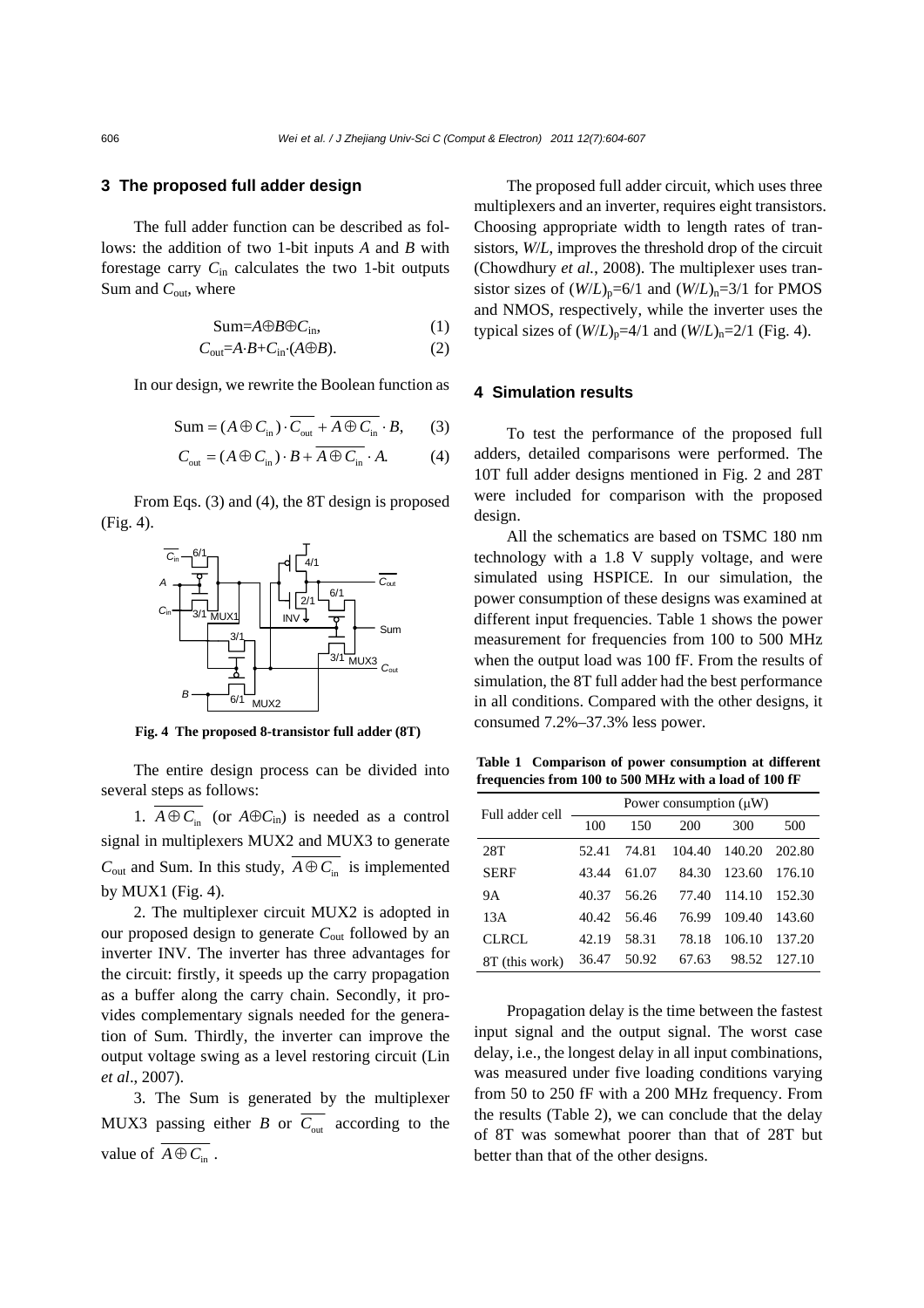## 3 The proposed full adder design

The full adder function can be described as follows: the addition of two 1-bit inputs $A$ and $B$ with forestage carry $C_{in}$ calculates the two 1-bit outputs Sum and $C_{out}$, where

$$\text{Sum}=A\oplus B\oplus C_{in}, \tag{1}$$

$$C_{out}=A\cdot B+C_{in}\cdot(A\oplus B). \tag{2}$$

In our design, we rewrite the Boolean function as

$$\text{Sum}=(A\oplus C_{in})\cdot\overline{C_{out}}+\overline{A\oplus C_{in}}\cdot B, \tag{3}$$

$$C_{out}=(A\oplus C_{in})\cdot B+\overline{A\oplus C_{in}}\cdot A. \tag{4}$$

From Eqs. (3) and (4), the 8T design is proposed (Fig. 4).

**Fig. 4 The proposed 8-transistor full adder (8T)**

The entire design process can be divided into several steps as follows:

1. $\overline{A\oplus C_{in}}$ (or $A\oplus C_{in}$) is needed as a control signal in multiplexers MUX2 and MUX3 to generate $C_{out}$ and Sum. In this study, $\overline{A\oplus C_{in}}$ is implemented by MUX1 (Fig. 4).

2. The multiplexer circuit MUX2 is adopted in our proposed design to generate $C_{out}$ followed by an inverter INV. The inverter has three advantages for the circuit: firstly, it speeds up the carry propagation as a buffer along the carry chain. Secondly, it provides complementary signals needed for the generation of Sum. Thirdly, the inverter can improve the output voltage swing as a level restoring circuit (Lin *et al*., 2007).

3. The Sum is generated by the multiplexer MUX3 passing either $B$ or $\overline{C_{out}}$ according to the value of $\overline{A\oplus C_{in}}$.

The proposed full adder circuit, which uses three multiplexers and an inverter, requires eight transistors. Choosing appropriate width to length rates of transistors, $W/L$, improves the threshold drop of the circuit (Chowdhury *et al.*, 2008). The multiplexer uses transistor sizes of $(W/L)_p=6/1$ and $(W/L)_n=3/1$ for PMOS and NMOS, respectively, while the inverter uses the typical sizes of $(W/L)_p=4/1$ and $(W/L)_n=2/1$ (Fig. 4).

## 4 Simulation results

To test the performance of the proposed full adders, detailed comparisons were performed. The 10T full adder designs mentioned in Fig. 2 and 28T were included for comparison with the proposed design.

All the schematics are based on TSMC 180 nm technology with a 1.8 V supply voltage, and were simulated using HSPICE. In our simulation, the power consumption of these designs was examined at different input frequencies. Table 1 shows the power measurement for frequencies from 100 to 500 MHz when the output load was 100 fF. From the results of simulation, the 8T full adder had the best performance in all conditions. Compared with the other designs, it consumed 7.2%–37.3% less power.

**Table 1 Comparison of power consumption at different frequencies from 100 to 500 MHz with a load of 100 fF**

| Full adder cell | Power consumption (μW) | | | | |
|---|---|---|---|---|---|
| | 100 | 150 | 200 | 300 | 500 |
| 28T | 52.41 | 74.81 | 104.40 | 140.20 | 202.80 |
| SERF | 43.44 | 61.07 | 84.30 | 123.60 | 176.10 |
| 9A | 40.37 | 56.26 | 77.40 | 114.10 | 152.30 |
| 13A | 40.42 | 56.46 | 76.99 | 109.40 | 143.60 |
| CLRCL | 42.19 | 58.31 | 78.18 | 106.10 | 137.20 |
| 8T (this work) | 36.47 | 50.92 | 67.63 | 98.52 | 127.10 |

Propagation delay is the time between the fastest input signal and the output signal. The worst case delay, i.e., the longest delay in all input combinations, was measured under five loading conditions varying from 50 to 250 fF with a 200 MHz frequency. From the results (Table 2), we can conclude that the delay of 8T was somewhat poorer than that of 28T but better than that of the other designs.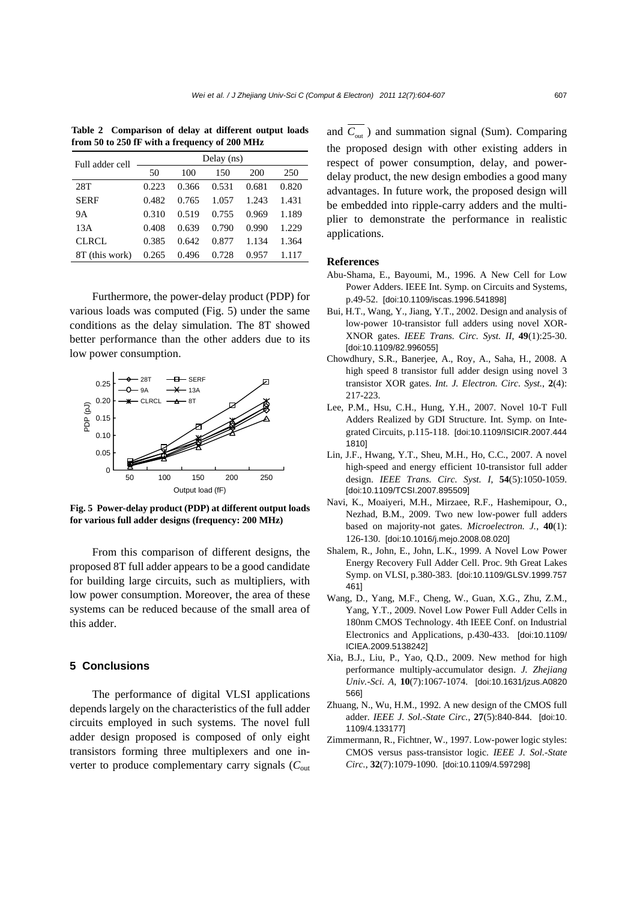**Table 2 Comparison of delay at different output loads from 50 to 250 fF with a frequency of 200 MHz**

| Full adder cell | Delay (ns) | | | | |
|---|---|---|---|---|---|
| | 50 | 100 | 150 | 200 | 250 |
| 28T | 0.223 | 0.366 | 0.531 | 0.681 | 0.820 |
| SERF | 0.482 | 0.765 | 1.057 | 1.243 | 1.431 |
| 9A | 0.310 | 0.519 | 0.755 | 0.969 | 1.189 |
| 13A | 0.408 | 0.639 | 0.790 | 0.990 | 1.229 |
| CLRCL | 0.385 | 0.642 | 0.877 | 1.134 | 1.364 |
| 8T (this work) | 0.265 | 0.496 | 0.728 | 0.957 | 1.117 |

Furthermore, the power-delay product (PDP) for various loads was computed (Fig. 5) under the same conditions as the delay simulation. The 8T showed better performance than the other adders due to its low power consumption.

28T
SERF
9A
13A
CLRCL
8T
PDP (pJ)
0.25
0.20
0.15
0.10
0.05
0
50
100
150
200
250
Output load (fF)

**Fig. 5 Power-delay product (PDP) at different output loads for various full adder designs (frequency: 200 MHz)**

From this comparison of different designs, the proposed 8T full adder appears to be a good candidate for building large circuits, such as multipliers, with low power consumption. Moreover, the area of these systems can be reduced because of the small area of this adder.

## 5 Conclusions

The performance of digital VLSI applications depends largely on the characteristics of the full adder circuits employed in such systems. The novel full adder design proposed is composed of only eight transistors forming three multiplexers and one inverter to produce complementary carry signals ($C_{out}$ and $\overline{C_{out}}$) and summation signal (Sum). Comparing the proposed design with other existing adders in respect of power consumption, delay, and power-delay product, the new design embodies a good many advantages. In future work, the proposed design will be embedded into ripple-carry adders and the multiplier to demonstrate the performance in realistic applications.

## References

Abu-Shama, E., Bayoumi, M., 1996. A New Cell for Low Power Adders. IEEE Int. Symp. on Circuits and Systems, p.49-52. [doi:10.1109/iscas.1996.541898]

Bui, H.T., Wang, Y., Jiang, Y.T., 2002. Design and analysis of low-power 10-transistor full adders using novel XOR-XNOR gates. *IEEE Trans. Circ. Syst. II*, **49**(1):25-30. [doi:10.1109/82.996055]

Chowdhury, S.R., Banerjee, A., Roy, A., Saha, H., 2008. A high speed 8 transistor full adder design using novel 3 transistor XOR gates. *Int. J. Electron. Circ. Syst.*, **2**(4): 217-223.

Lee, P.M., Hsu, C.H., Hung, Y.H., 2007. Novel 10-T Full Adders Realized by GDI Structure. Int. Symp. on Integrated Circuits, p.115-118. [doi:10.1109/ISICIR.2007.4441810]

Lin, J.F., Hwang, Y.T., Sheu, M.H., Ho, C.C., 2007. A novel high-speed and energy efficient 10-transistor full adder design. *IEEE Trans. Circ. Syst. I*, **54**(5):1050-1059. [doi:10.1109/TCSI.2007.895509]

Navi, K., Moaiyeri, M.H., Mirzaee, R.F., Hashemipour, O., Nezhad, B.M., 2009. Two new low-power full adders based on majority-not gates. *Microelectron. J.*, **40**(1): 126-130. [doi:10.1016/j.mejo.2008.08.020]

Shalem, R., John, E., John, L.K., 1999. A Novel Low Power Energy Recovery Full Adder Cell. Proc. 9th Great Lakes Symp. on VLSI, p.380-383. [doi:10.1109/GLSV.1999.757461]

Wang, D., Yang, M.F., Cheng, W., Guan, X.G., Zhu, Z.M., Yang, Y.T., 2009. Novel Low Power Full Adder Cells in 180nm CMOS Technology. 4th IEEE Conf. on Industrial Electronics and Applications, p.430-433. [doi:10.1109/ICIEA.2009.5138242]

Xia, B.J., Liu, P., Yao, Q.D., 2009. New method for high performance multiply-accumulator design. *J. Zhejiang Univ.-Sci. A*, **10**(7):1067-1074. [doi:10.1631/jzus.A0820566]

Zhuang, N., Wu, H.M., 1992. A new design of the CMOS full adder. *IEEE J. Sol.-State Circ.*, **27**(5):840-844. [doi:10.1109/4.133177]

Zimmermann, R., Fichtner, W., 1997. Low-power logic styles: CMOS versus pass-transistor logic. *IEEE J. Sol.-State Circ.*, **32**(7):1079-1090. [doi:10.1109/4.597298]